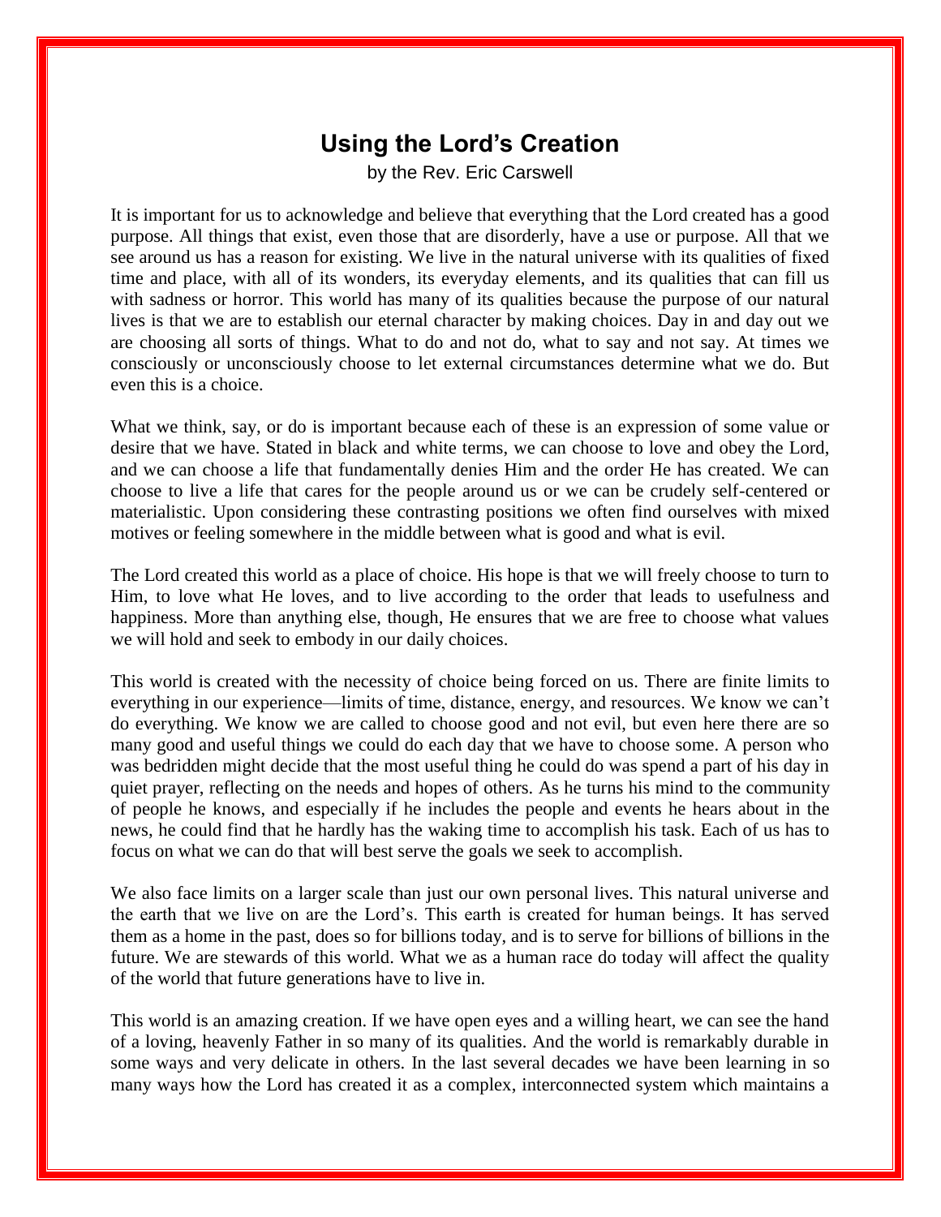# Using the Lord's Creation

by the Rev. Eric Carswell

It is important for us to acknowledge and believe that everything that the Lord created has a good purpose. All things that exist, even those that are disorderly, have a use or purpose. All that we see around us has a reason for existing. We live in the natural universe with its qualities of fixed time and place, with all of its wonders, its everyday elements, and its qualities that can fill us with sadness or horror. This world has many of its qualities because the purpose of our natural lives is that we are to establish our eternal character by making choices. Day in and day out we are choosing all sorts of things. What to do and not do, what to say and not say. At times we consciously or unconsciously choose to let external circumstances determine what we do. But even this is a choice.

What we think, say, or do is important because each of these is an expression of some value or desire that we have. Stated in black and white terms, we can choose to love and obey the Lord, and we can choose a life that fundamentally denies Him and the order He has created. We can choose to live a life that cares for the people around us or we can be crudely self-centered or materialistic. Upon considering these contrasting positions we often find ourselves with mixed motives or feeling somewhere in the middle between what is good and what is evil.

The Lord created this world as a place of choice. His hope is that we will freely choose to turn to Him, to love what He loves, and to live according to the order that leads to usefulness and happiness. More than anything else, though, He ensures that we are free to choose what values we will hold and seek to embody in our daily choices.

This world is created with the necessity of choice being forced on us. There are finite limits to everything in our experience—limits of time, distance, energy, and resources. We know we can't do everything. We know we are called to choose good and not evil, but even here there are so many good and useful things we could do each day that we have to choose some. A person who was bedridden might decide that the most useful thing he could do was spend a part of his day in quiet prayer, reflecting on the needs and hopes of others. As he turns his mind to the community of people he knows, and especially if he includes the people and events he hears about in the news, he could find that he hardly has the waking time to accomplish his task. Each of us has to focus on what we can do that will best serve the goals we seek to accomplish.

We also face limits on a larger scale than just our own personal lives. This natural universe and the earth that we live on are the Lord's. This earth is created for human beings. It has served them as a home in the past, does so for billions today, and is to serve for billions of billions in the future. We are stewards of this world. What we as a human race do today will affect the quality of the world that future generations have to live in.

This world is an amazing creation. If we have open eyes and a willing heart, we can see the hand of a loving, heavenly Father in so many of its qualities. And the world is remarkably durable in some ways and very delicate in others. In the last several decades we have been learning in so many ways how the Lord has created it as a complex, interconnected system which maintains a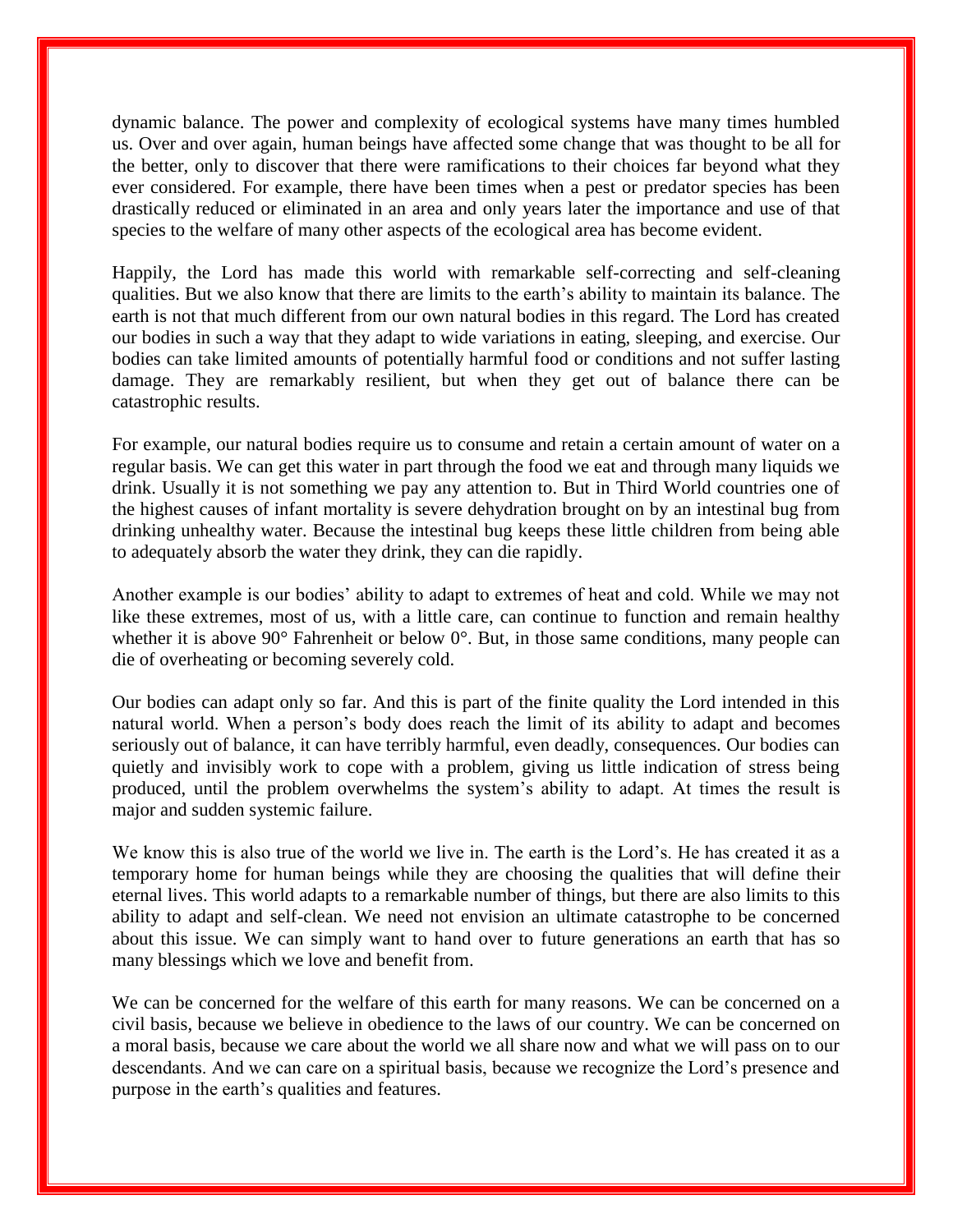dynamic balance. The power and complexity of ecological systems have many times humbled us. Over and over again, human beings have affected some change that was thought to be all for the better, only to discover that there were ramifications to their choices far beyond what they ever considered. For example, there have been times when a pest or predator species has been drastically reduced or eliminated in an area and only years later the importance and use of that species to the welfare of many other aspects of the ecological area has become evident.

Happily, the Lord has made this world with remarkable self-correcting and self-cleaning qualities. But we also know that there are limits to the earth's ability to maintain its balance. The earth is not that much different from our own natural bodies in this regard. The Lord has created our bodies in such a way that they adapt to wide variations in eating, sleeping, and exercise. Our bodies can take limited amounts of potentially harmful food or conditions and not suffer lasting damage. They are remarkably resilient, but when they get out of balance there can be catastrophic results.

For example, our natural bodies require us to consume and retain a certain amount of water on a regular basis. We can get this water in part through the food we eat and through many liquids we drink. Usually it is not something we pay any attention to. But in Third World countries one of the highest causes of infant mortality is severe dehydration brought on by an intestinal bug from drinking unhealthy water. Because the intestinal bug keeps these little children from being able to adequately absorb the water they drink, they can die rapidly.

Another example is our bodies' ability to adapt to extremes of heat and cold. While we may not like these extremes, most of us, with a little care, can continue to function and remain healthy whether it is above 90° Fahrenheit or below 0°. But, in those same conditions, many people can die of overheating or becoming severely cold.

Our bodies can adapt only so far. And this is part of the finite quality the Lord intended in this natural world. When a person's body does reach the limit of its ability to adapt and becomes seriously out of balance, it can have terribly harmful, even deadly, consequences. Our bodies can quietly and invisibly work to cope with a problem, giving us little indication of stress being produced, until the problem overwhelms the system's ability to adapt. At times the result is major and sudden systemic failure.

We know this is also true of the world we live in. The earth is the Lord's. He has created it as a temporary home for human beings while they are choosing the qualities that will define their eternal lives. This world adapts to a remarkable number of things, but there are also limits to this ability to adapt and self-clean. We need not envision an ultimate catastrophe to be concerned about this issue. We can simply want to hand over to future generations an earth that has so many blessings which we love and benefit from.

We can be concerned for the welfare of this earth for many reasons. We can be concerned on a civil basis, because we believe in obedience to the laws of our country. We can be concerned on a moral basis, because we care about the world we all share now and what we will pass on to our descendants. And we can care on a spiritual basis, because we recognize the Lord's presence and purpose in the earth's qualities and features.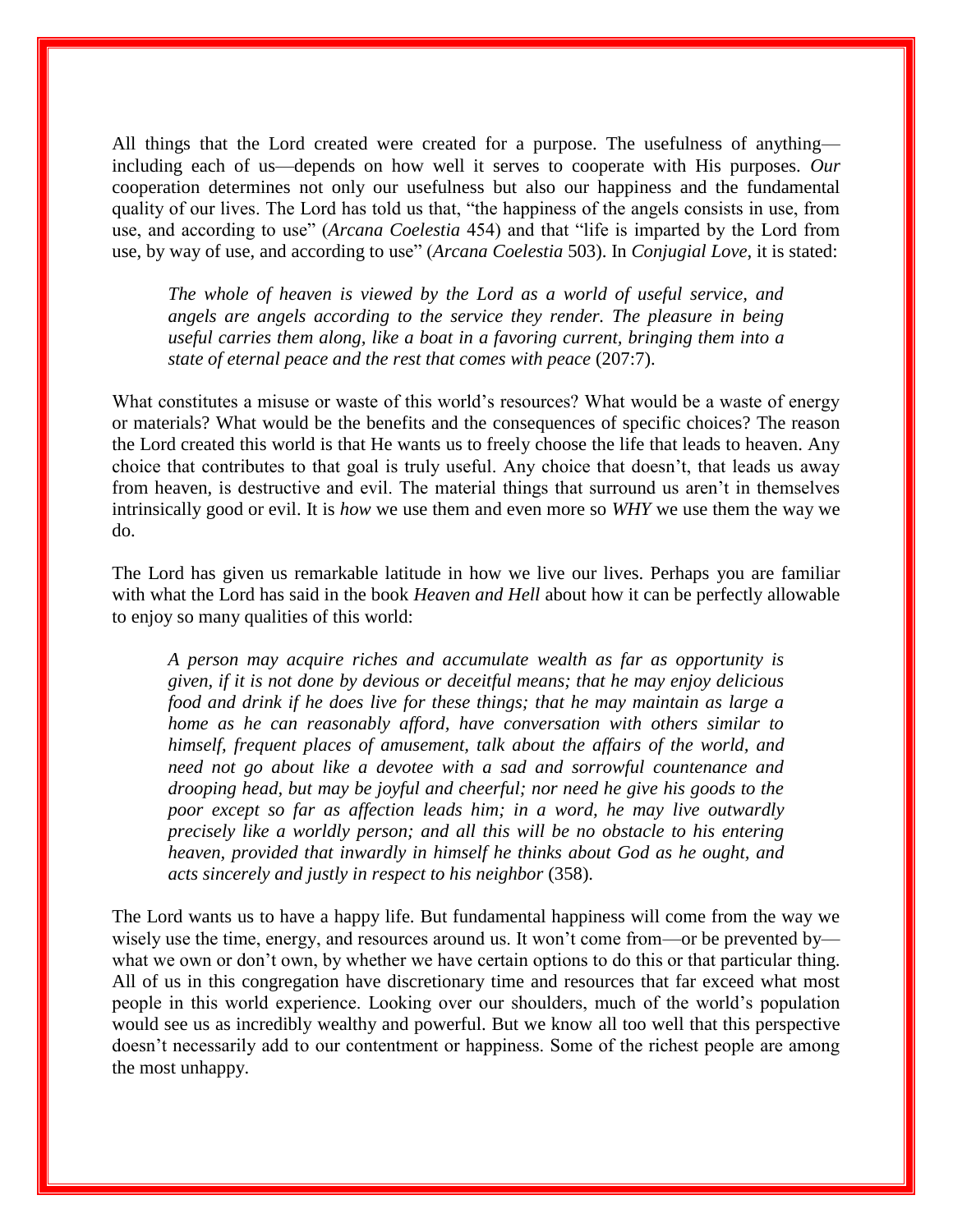All things that the Lord created were created for a purpose. The usefulness of anything—including each of us—depends on how well it serves to cooperate with His purposes. *Our* cooperation determines not only our usefulness but also our happiness and the fundamental quality of our lives. The Lord has told us that, "the happiness of the angels consists in use, from use, and according to use" (*Arcana Coelestia* 454) and that "life is imparted by the Lord from use, by way of use, and according to use" (*Arcana Coelestia* 503). In *Conjugial Love*, it is stated:

> *The whole of heaven is viewed by the Lord as a world of useful service, and angels are angels according to the service they render. The pleasure in being useful carries them along, like a boat in a favoring current, bringing them into a state of eternal peace and the rest that comes with peace* (207:7).

What constitutes a misuse or waste of this world's resources? What would be a waste of energy or materials? What would be the benefits and the consequences of specific choices? The reason the Lord created this world is that He wants us to freely choose the life that leads to heaven. Any choice that contributes to that goal is truly useful. Any choice that doesn't, that leads us away from heaven, is destructive and evil. The material things that surround us aren't in themselves intrinsically good or evil. It is *how* we use them and even more so *WHY* we use them the way we do.

The Lord has given us remarkable latitude in how we live our lives. Perhaps you are familiar with what the Lord has said in the book *Heaven and Hell* about how it can be perfectly allowable to enjoy so many qualities of this world:

> *A person may acquire riches and accumulate wealth as far as opportunity is given, if it is not done by devious or deceitful means; that he may enjoy delicious food and drink if he does live for these things; that he may maintain as large a home as he can reasonably afford, have conversation with others similar to himself, frequent places of amusement, talk about the affairs of the world, and need not go about like a devotee with a sad and sorrowful countenance and drooping head, but may be joyful and cheerful; nor need he give his goods to the poor except so far as affection leads him; in a word, he may live outwardly precisely like a worldly person; and all this will be no obstacle to his entering heaven, provided that inwardly in himself he thinks about God as he ought, and acts sincerely and justly in respect to his neighbor* (358).

The Lord wants us to have a happy life. But fundamental happiness will come from the way we wisely use the time, energy, and resources around us. It won't come from—or be prevented by—what we own or don't own, by whether we have certain options to do this or that particular thing. All of us in this congregation have discretionary time and resources that far exceed what most people in this world experience. Looking over our shoulders, much of the world's population would see us as incredibly wealthy and powerful. But we know all too well that this perspective doesn't necessarily add to our contentment or happiness. Some of the richest people are among the most unhappy.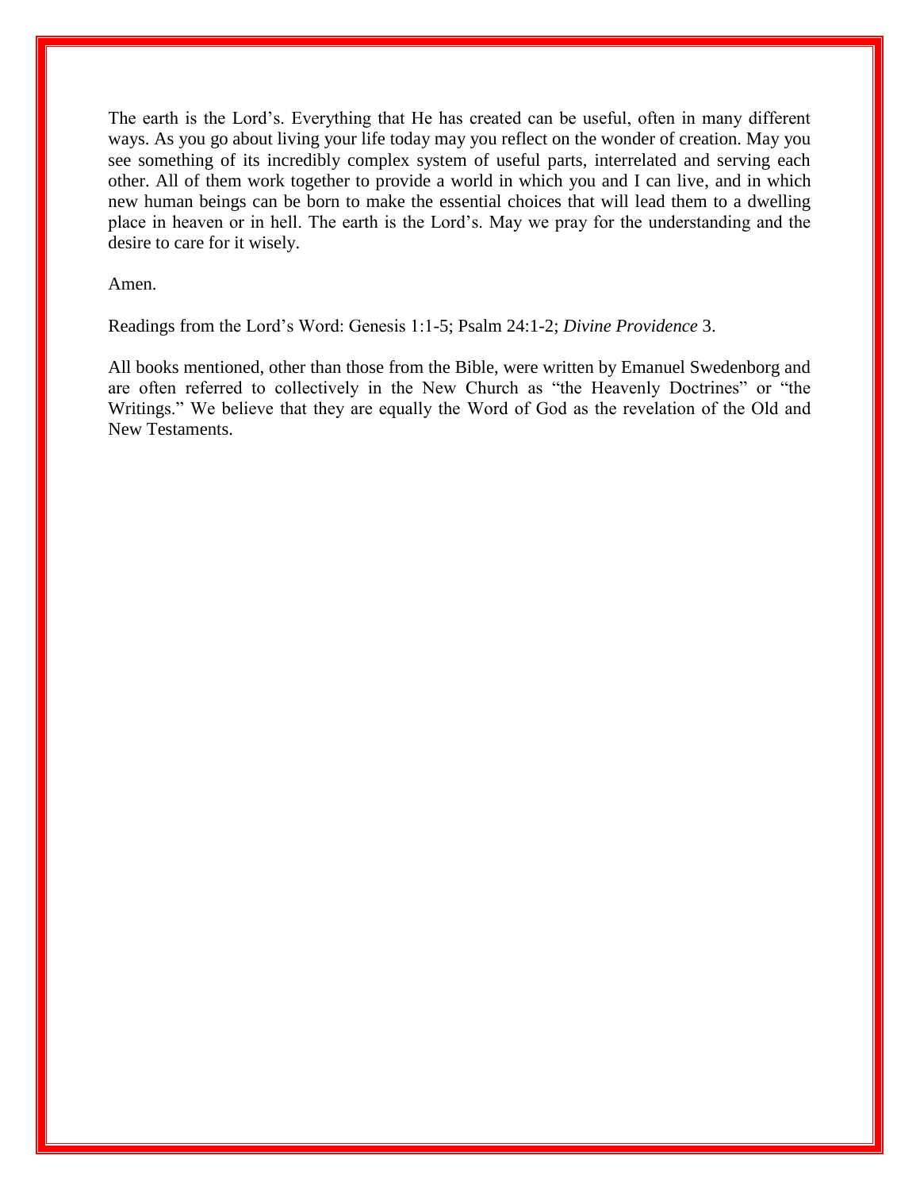The earth is the Lord’s. Everything that He has created can be useful, often in many different ways. As you go about living your life today may you reflect on the wonder of creation. May you see something of its incredibly complex system of useful parts, interrelated and serving each other. All of them work together to provide a world in which you and I can live, and in which new human beings can be born to make the essential choices that will lead them to a dwelling place in heaven or in hell. The earth is the Lord’s. May we pray for the understanding and the desire to care for it wisely.

Amen.

Readings from the Lord’s Word: Genesis 1:1-5; Psalm 24:1-2; *Divine Providence* 3.

All books mentioned, other than those from the Bible, were written by Emanuel Swedenborg and are often referred to collectively in the New Church as “the Heavenly Doctrines” or “the Writings.” We believe that they are equally the Word of God as the revelation of the Old and New Testaments.